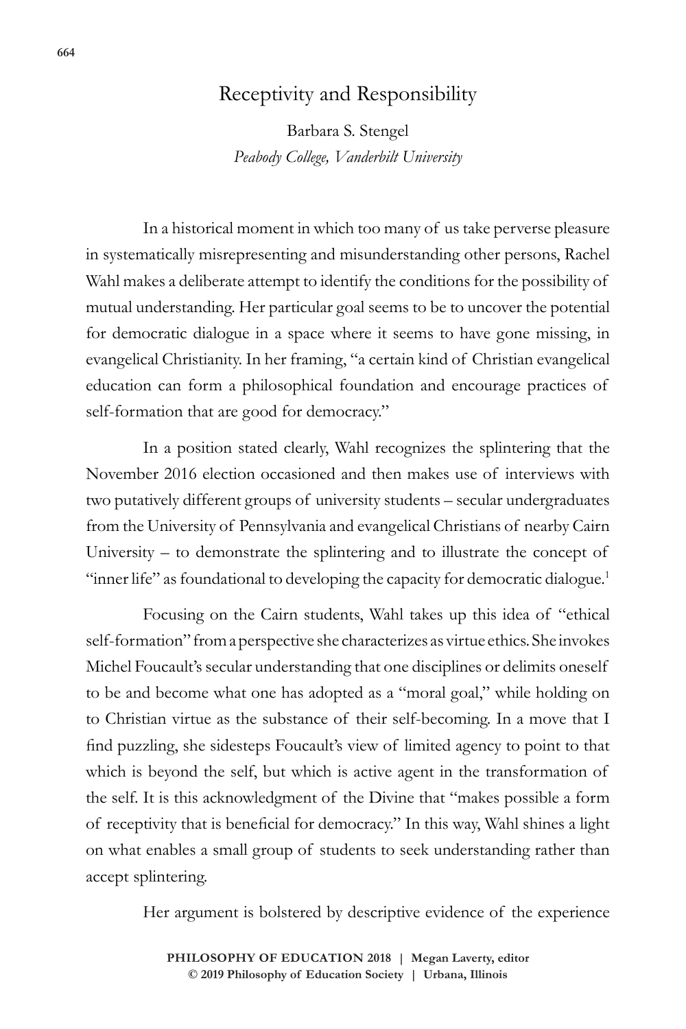# Receptivity and Responsibility

Barbara S. Stengel
*Peabody College, Vanderbilt University*

In a historical moment in which too many of us take perverse pleasure in systematically misrepresenting and misunderstanding other persons, Rachel Wahl makes a deliberate attempt to identify the conditions for the possibility of mutual understanding. Her particular goal seems to be to uncover the potential for democratic dialogue in a space where it seems to have gone missing, in evangelical Christianity. In her framing, "a certain kind of Christian evangelical education can form a philosophical foundation and encourage practices of self-formation that are good for democracy."

In a position stated clearly, Wahl recognizes the splintering that the November 2016 election occasioned and then makes use of interviews with two putatively different groups of university students – secular undergraduates from the University of Pennsylvania and evangelical Christians of nearby Cairn University – to demonstrate the splintering and to illustrate the concept of "inner life" as foundational to developing the capacity for democratic dialogue.[1]

Focusing on the Cairn students, Wahl takes up this idea of "ethical self-formation" from a perspective she characterizes as virtue ethics. She invokes Michel Foucault's secular understanding that one disciplines or delimits oneself to be and become what one has adopted as a "moral goal," while holding on to Christian virtue as the substance of their self-becoming. In a move that I find puzzling, she sidesteps Foucault's view of limited agency to point to that which is beyond the self, but which is active agent in the transformation of the self. It is this acknowledgment of the Divine that "makes possible a form of receptivity that is beneficial for democracy." In this way, Wahl shines a light on what enables a small group of students to seek understanding rather than accept splintering.

Her argument is bolstered by descriptive evidence of the experience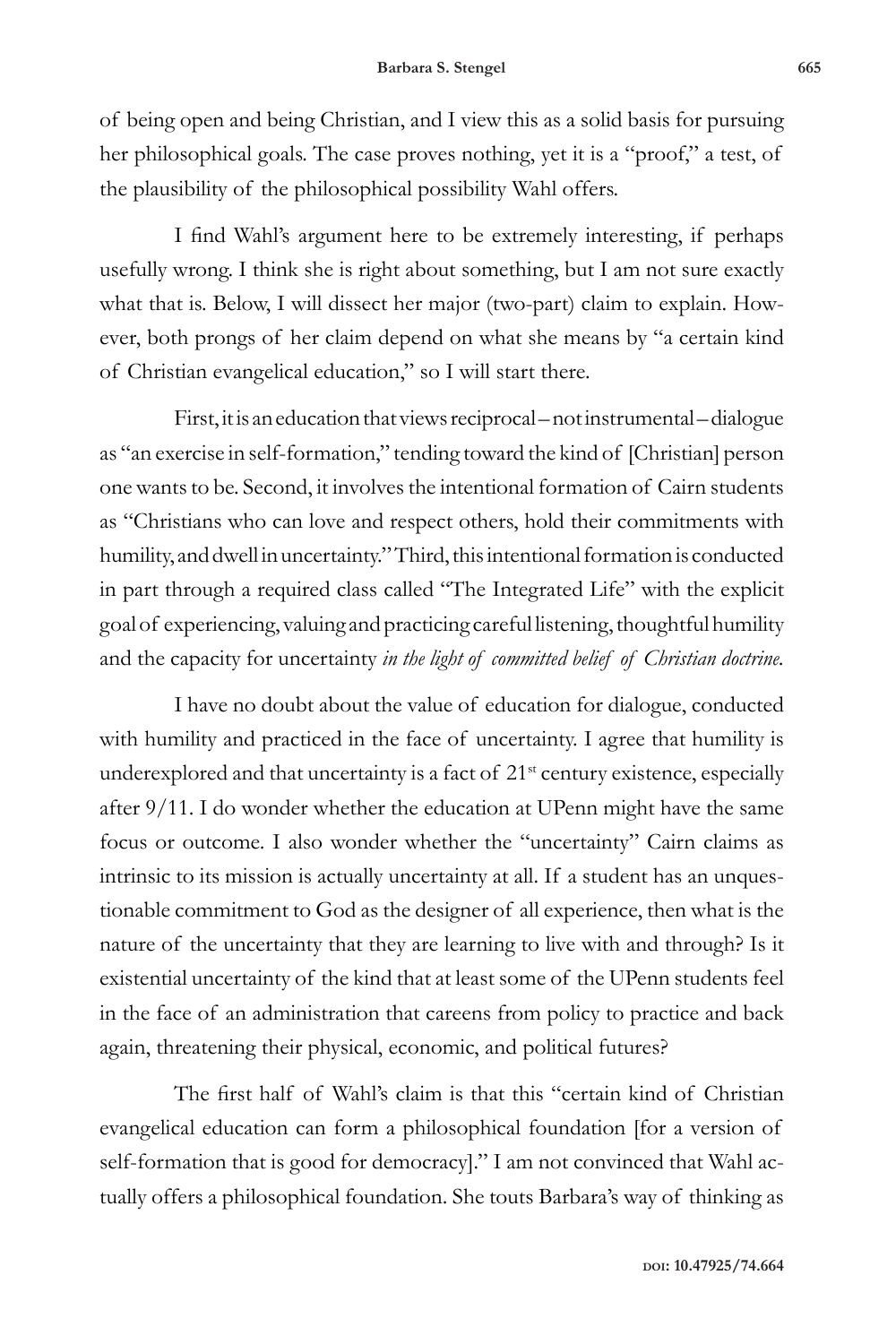of being open and being Christian, and I view this as a solid basis for pursuing her philosophical goals. The case proves nothing, yet it is a "proof," a test, of the plausibility of the philosophical possibility Wahl offers.

I find Wahl's argument here to be extremely interesting, if perhaps usefully wrong. I think she is right about something, but I am not sure exactly what that is. Below, I will dissect her major (two-part) claim to explain. However, both prongs of her claim depend on what she means by "a certain kind of Christian evangelical education," so I will start there.

First, it is an education that views reciprocal – not instrumental – dialogue as "an exercise in self-formation," tending toward the kind of [Christian] person one wants to be. Second, it involves the intentional formation of Cairn students as "Christians who can love and respect others, hold their commitments with humility, and dwell in uncertainty." Third, this intentional formation is conducted in part through a required class called "The Integrated Life" with the explicit goal of experiencing, valuing and practicing careful listening, thoughtful humility and the capacity for uncertainty *in the light of committed belief of Christian doctrine.*

I have no doubt about the value of education for dialogue, conducted with humility and practiced in the face of uncertainty. I agree that humility is underexplored and that uncertainty is a fact of 21st century existence, especially after 9/11. I do wonder whether the education at UPenn might have the same focus or outcome. I also wonder whether the "uncertainty" Cairn claims as intrinsic to its mission is actually uncertainty at all. If a student has an unquestionable commitment to God as the designer of all experience, then what is the nature of the uncertainty that they are learning to live with and through? Is it existential uncertainty of the kind that at least some of the UPenn students feel in the face of an administration that careens from policy to practice and back again, threatening their physical, economic, and political futures?

The first half of Wahl's claim is that this "certain kind of Christian evangelical education can form a philosophical foundation [for a version of self-formation that is good for democracy]." I am not convinced that Wahl actually offers a philosophical foundation. She touts Barbara's way of thinking as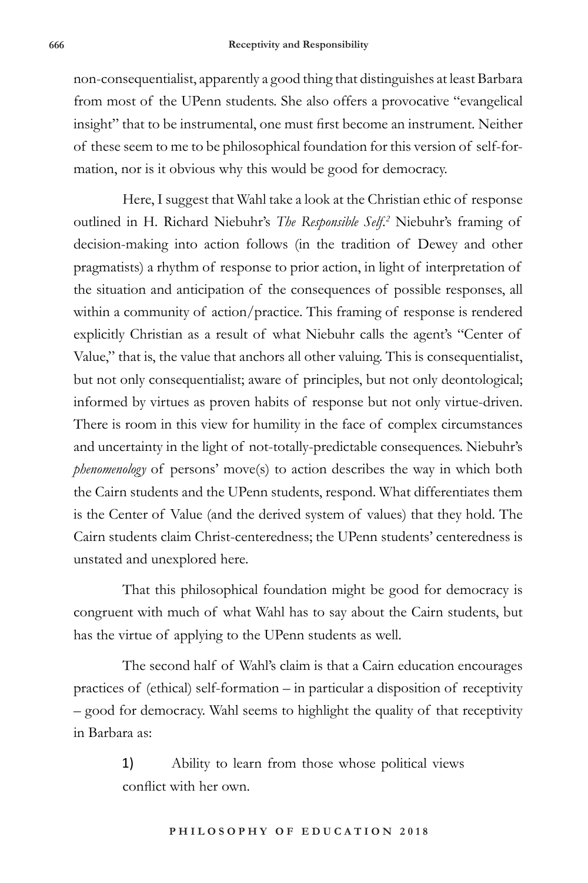non-consequentialist, apparently a good thing that distinguishes at least Barbara from most of the UPenn students. She also offers a provocative "evangelical insight" that to be instrumental, one must first become an instrument. Neither of these seem to me to be philosophical foundation for this version of self-formation, nor is it obvious why this would be good for democracy.

Here, I suggest that Wahl take a look at the Christian ethic of response outlined in H. Richard Niebuhr's *The Responsible Self*.[2] Niebuhr's framing of decision-making into action follows (in the tradition of Dewey and other pragmatists) a rhythm of response to prior action, in light of interpretation of the situation and anticipation of the consequences of possible responses, all within a community of action/practice. This framing of response is rendered explicitly Christian as a result of what Niebuhr calls the agent's "Center of Value," that is, the value that anchors all other valuing. This is consequentialist, but not only consequentialist; aware of principles, but not only deontological; informed by virtues as proven habits of response but not only virtue-driven. There is room in this view for humility in the face of complex circumstances and uncertainty in the light of not-totally-predictable consequences. Niebuhr's *phenomenology* of persons' move(s) to action describes the way in which both the Cairn students and the UPenn students, respond. What differentiates them is the Center of Value (and the derived system of values) that they hold. The Cairn students claim Christ-centeredness; the UPenn students' centeredness is unstated and unexplored here.

That this philosophical foundation might be good for democracy is congruent with much of what Wahl has to say about the Cairn students, but has the virtue of applying to the UPenn students as well.

The second half of Wahl's claim is that a Cairn education encourages practices of (ethical) self-formation – in particular a disposition of receptivity – good for democracy. Wahl seems to highlight the quality of that receptivity in Barbara as:

1) Ability to learn from those whose political views conflict with her own.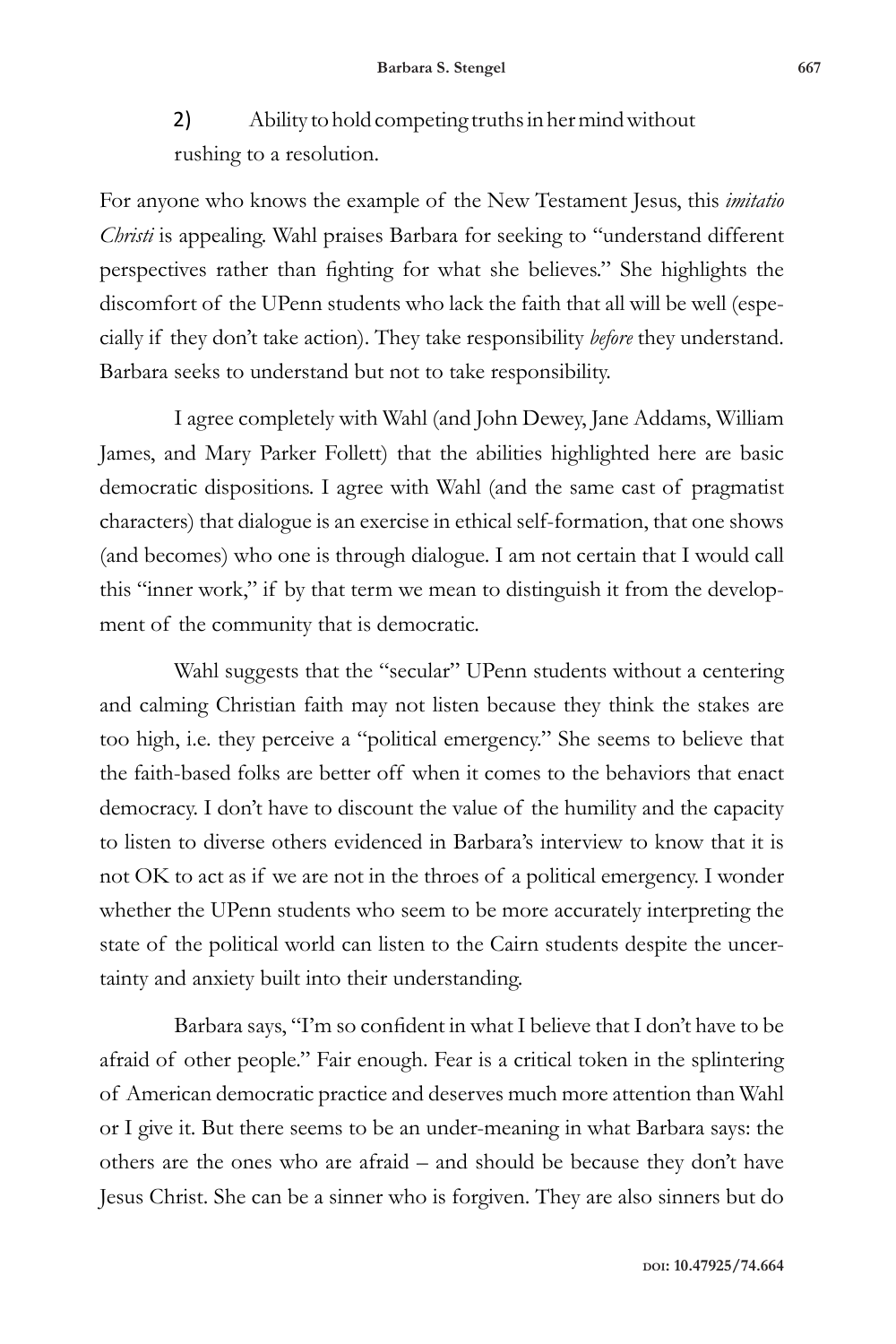2) Ability to hold competing truths in her mind without rushing to a resolution.

For anyone who knows the example of the New Testament Jesus, this *imitatio Christi* is appealing. Wahl praises Barbara for seeking to "understand different perspectives rather than fighting for what she believes." She highlights the discomfort of the UPenn students who lack the faith that all will be well (especially if they don't take action). They take responsibility *before* they understand. Barbara seeks to understand but not to take responsibility.

I agree completely with Wahl (and John Dewey, Jane Addams, William James, and Mary Parker Follett) that the abilities highlighted here are basic democratic dispositions. I agree with Wahl (and the same cast of pragmatist characters) that dialogue is an exercise in ethical self-formation, that one shows (and becomes) who one is through dialogue. I am not certain that I would call this "inner work," if by that term we mean to distinguish it from the development of the community that is democratic.

Wahl suggests that the "secular" UPenn students without a centering and calming Christian faith may not listen because they think the stakes are too high, i.e. they perceive a "political emergency." She seems to believe that the faith-based folks are better off when it comes to the behaviors that enact democracy. I don't have to discount the value of the humility and the capacity to listen to diverse others evidenced in Barbara's interview to know that it is not OK to act as if we are not in the throes of a political emergency. I wonder whether the UPenn students who seem to be more accurately interpreting the state of the political world can listen to the Cairn students despite the uncertainty and anxiety built into their understanding.

Barbara says, "I'm so confident in what I believe that I don't have to be afraid of other people." Fair enough. Fear is a critical token in the splintering of American democratic practice and deserves much more attention than Wahl or I give it. But there seems to be an under-meaning in what Barbara says: the others are the ones who are afraid – and should be because they don't have Jesus Christ. She can be a sinner who is forgiven. They are also sinners but do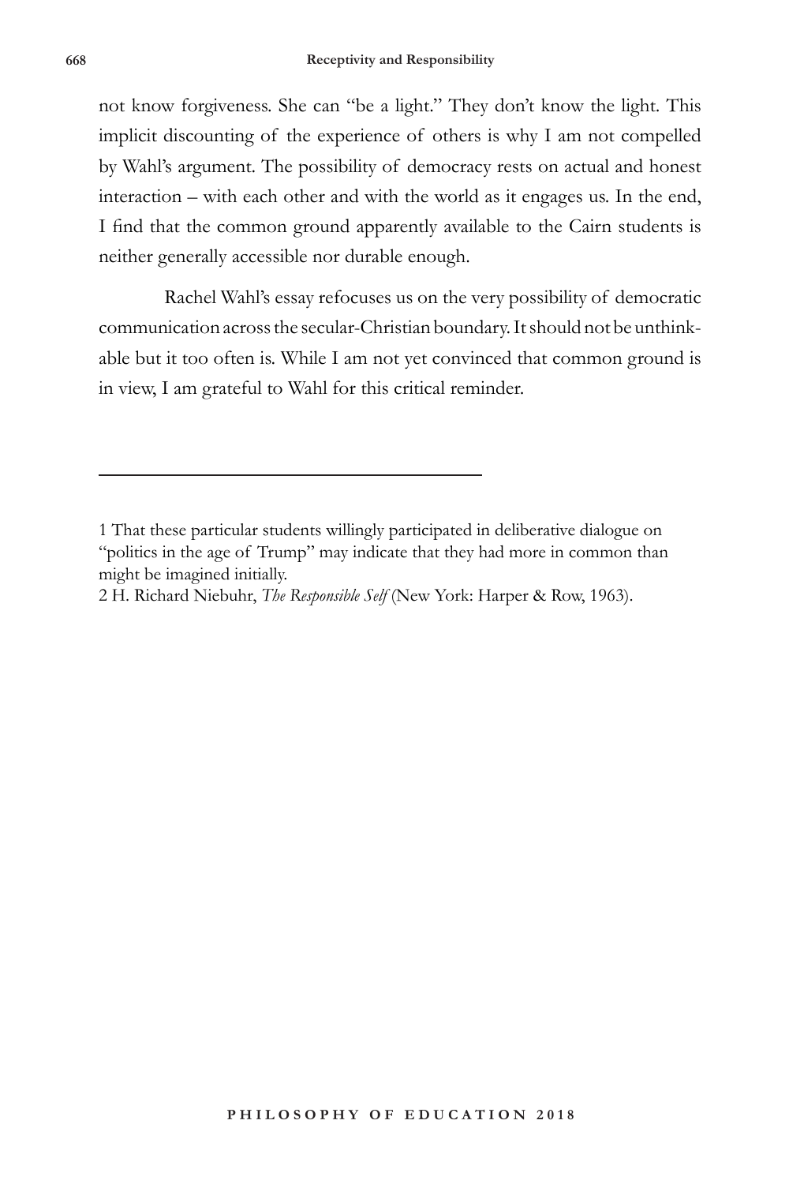not know forgiveness. She can "be a light." They don't know the light. This implicit discounting of the experience of others is why I am not compelled by Wahl's argument. The possibility of democracy rests on actual and honest interaction – with each other and with the world as it engages us. In the end, I find that the common ground apparently available to the Cairn students is neither generally accessible nor durable enough.

Rachel Wahl's essay refocuses us on the very possibility of democratic communication across the secular-Christian boundary. It should not be unthinkable but it too often is. While I am not yet convinced that common ground is in view, I am grateful to Wahl for this critical reminder.

---

1 That these particular students willingly participated in deliberative dialogue on "politics in the age of Trump" may indicate that they had more in common than might be imagined initially.

2 H. Richard Niebuhr, *The Responsible Self* (New York: Harper & Row, 1963).